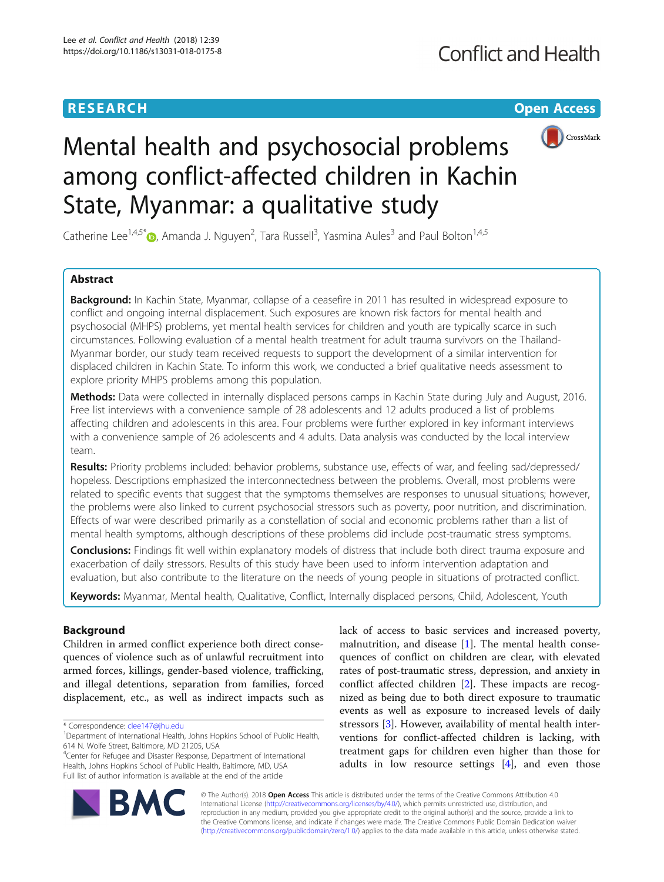RESEARCH

Open Access

# Mental health and psychosocial problems among conflict-affected children in Kachin State, Myanmar: a qualitative study

Catherine Lee[1,4,5*], Amanda J. Nguyen[2], Tara Russell[3], Yasmina Aules[3] and Paul Bolton[1,4,5]

## Abstract

**Background:** In Kachin State, Myanmar, collapse of a ceasefire in 2011 has resulted in widespread exposure to conflict and ongoing internal displacement. Such exposures are known risk factors for mental health and psychosocial (MHPS) problems, yet mental health services for children and youth are typically scarce in such circumstances. Following evaluation of a mental health treatment for adult trauma survivors on the Thailand-Myanmar border, our study team received requests to support the development of a similar intervention for displaced children in Kachin State. To inform this work, we conducted a brief qualitative needs assessment to explore priority MHPS problems among this population.

**Methods:** Data were collected in internally displaced persons camps in Kachin State during July and August, 2016. Free list interviews with a convenience sample of 28 adolescents and 12 adults produced a list of problems affecting children and adolescents in this area. Four problems were further explored in key informant interviews with a convenience sample of 26 adolescents and 4 adults. Data analysis was conducted by the local interview team.

**Results:** Priority problems included: behavior problems, substance use, effects of war, and feeling sad/depressed/hopeless. Descriptions emphasized the interconnectedness between the problems. Overall, most problems were related to specific events that suggest that the symptoms themselves are responses to unusual situations; however, the problems were also linked to current psychosocial stressors such as poverty, poor nutrition, and discrimination. Effects of war were described primarily as a constellation of social and economic problems rather than a list of mental health symptoms, although descriptions of these problems did include post-traumatic stress symptoms.

**Conclusions:** Findings fit well within explanatory models of distress that include both direct trauma exposure and exacerbation of daily stressors. Results of this study have been used to inform intervention adaptation and evaluation, but also contribute to the literature on the needs of young people in situations of protracted conflict.

**Keywords:** Myanmar, Mental health, Qualitative, Conflict, Internally displaced persons, Child, Adolescent, Youth

## Background

Children in armed conflict experience both direct consequences of violence such as of unlawful recruitment into armed forces, killings, gender-based violence, trafficking, and illegal detentions, separation from families, forced displacement, etc., as well as indirect impacts such as lack of access to basic services and increased poverty, malnutrition, and disease [1]. The mental health consequences of conflict on children are clear, with elevated rates of post-traumatic stress, depression, and anxiety in conflict affected children [2]. These impacts are recognized as being due to both direct exposure to traumatic events as well as exposure to increased levels of daily stressors [3]. However, availability of mental health interventions for conflict-affected children is lacking, with treatment gaps for children even higher than those for adults in low resource settings [4], and even those

* Correspondence: clee147@jhu.edu
[1]Department of International Health, Johns Hopkins School of Public Health, 614 N. Wolfe Street, Baltimore, MD 21205, USA
[4]Center for Refugee and Disaster Response, Department of International Health, Johns Hopkins School of Public Health, Baltimore, MD, USA
Full list of author information is available at the end of the article

© The Author(s). 2018 **Open Access** This article is distributed under the terms of the Creative Commons Attribution 4.0 International License (http://creativecommons.org/licenses/by/4.0/), which permits unrestricted use, distribution, and reproduction in any medium, provided you give appropriate credit to the original author(s) and the source, provide a link to the Creative Commons license, and indicate if changes were made. The Creative Commons Public Domain Dedication waiver (http://creativecommons.org/publicdomain/zero/1.0/) applies to the data made available in this article, unless otherwise stated.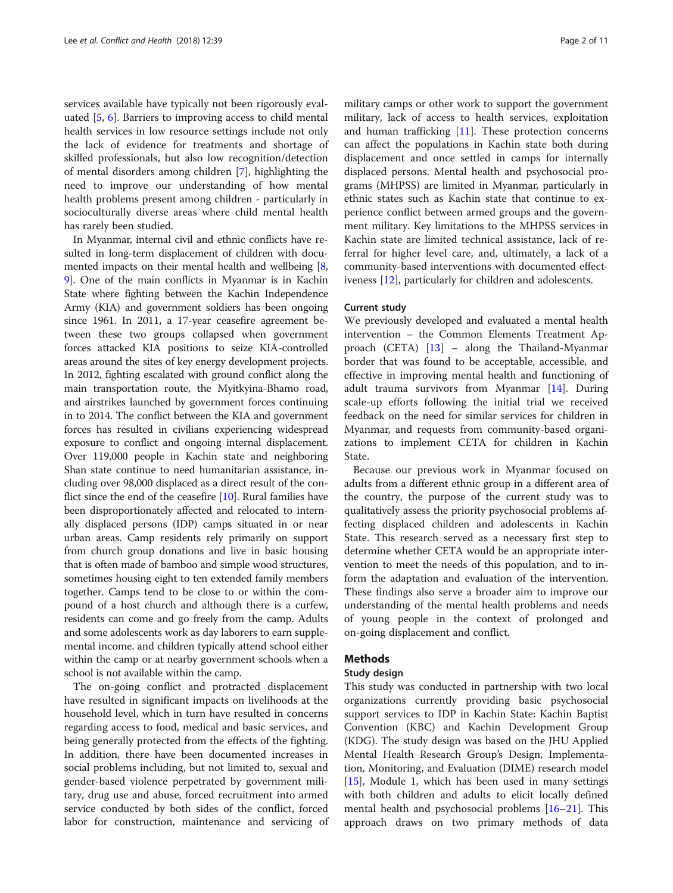services available have typically not been rigorously evaluated [5, 6]. Barriers to improving access to child mental health services in low resource settings include not only the lack of evidence for treatments and shortage of skilled professionals, but also low recognition/detection of mental disorders among children [7], highlighting the need to improve our understanding of how mental health problems present among children - particularly in socioculturally diverse areas where child mental health has rarely been studied.

In Myanmar, internal civil and ethnic conflicts have resulted in long-term displacement of children with documented impacts on their mental health and wellbeing [8, 9]. One of the main conflicts in Myanmar is in Kachin State where fighting between the Kachin Independence Army (KIA) and government soldiers has been ongoing since 1961. In 2011, a 17-year ceasefire agreement between these two groups collapsed when government forces attacked KIA positions to seize KIA-controlled areas around the sites of key energy development projects. In 2012, fighting escalated with ground conflict along the main transportation route, the Myitkyina-Bhamo road, and airstrikes launched by government forces continuing in to 2014. The conflict between the KIA and government forces has resulted in civilians experiencing widespread exposure to conflict and ongoing internal displacement. Over 119,000 people in Kachin state and neighboring Shan state continue to need humanitarian assistance, including over 98,000 displaced as a direct result of the conflict since the end of the ceasefire [10]. Rural families have been disproportionately affected and relocated to internally displaced persons (IDP) camps situated in or near urban areas. Camp residents rely primarily on support from church group donations and live in basic housing that is often made of bamboo and simple wood structures, sometimes housing eight to ten extended family members together. Camps tend to be close to or within the compound of a host church and although there is a curfew, residents can come and go freely from the camp. Adults and some adolescents work as day laborers to earn supplemental income. and children typically attend school either within the camp or at nearby government schools when a school is not available within the camp.

The on-going conflict and protracted displacement have resulted in significant impacts on livelihoods at the household level, which in turn have resulted in concerns regarding access to food, medical and basic services, and being generally protected from the effects of the fighting. In addition, there have been documented increases in social problems including, but not limited to, sexual and gender-based violence perpetrated by government military, drug use and abuse, forced recruitment into armed service conducted by both sides of the conflict, forced labor for construction, maintenance and servicing of military camps or other work to support the government military, lack of access to health services, exploitation and human trafficking [11]. These protection concerns can affect the populations in Kachin state both during displacement and once settled in camps for internally displaced persons. Mental health and psychosocial programs (MHPSS) are limited in Myanmar, particularly in ethnic states such as Kachin state that continue to experience conflict between armed groups and the government military. Key limitations to the MHPSS services in Kachin state are limited technical assistance, lack of referral for higher level care, and, ultimately, a lack of a community-based interventions with documented effectiveness [12], particularly for children and adolescents.

### Current study

We previously developed and evaluated a mental health intervention – the Common Elements Treatment Approach (CETA) [13] – along the Thailand-Myanmar border that was found to be acceptable, accessible, and effective in improving mental health and functioning of adult trauma survivors from Myanmar [14]. During scale-up efforts following the initial trial we received feedback on the need for similar services for children in Myanmar, and requests from community-based organizations to implement CETA for children in Kachin State.

Because our previous work in Myanmar focused on adults from a different ethnic group in a different area of the country, the purpose of the current study was to qualitatively assess the priority psychosocial problems affecting displaced children and adolescents in Kachin State. This research served as a necessary first step to determine whether CETA would be an appropriate intervention to meet the needs of this population, and to inform the adaptation and evaluation of the intervention. These findings also serve a broader aim to improve our understanding of the mental health problems and needs of young people in the context of prolonged and on-going displacement and conflict.

## Methods

### Study design

This study was conducted in partnership with two local organizations currently providing basic psychosocial support services to IDP in Kachin State: Kachin Baptist Convention (KBC) and Kachin Development Group (KDG). The study design was based on the JHU Applied Mental Health Research Group's Design, Implementation, Monitoring, and Evaluation (DIME) research model [15], Module 1, which has been used in many settings with both children and adults to elicit locally defined mental health and psychosocial problems [16–21]. This approach draws on two primary methods of data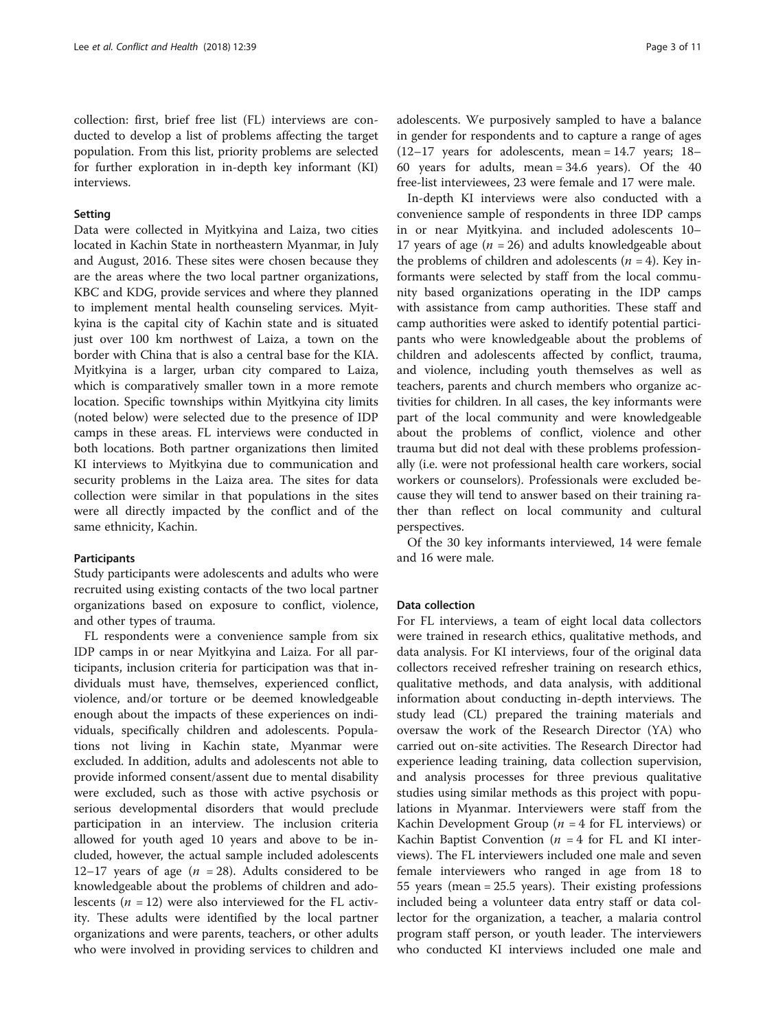collection: first, brief free list (FL) interviews are conducted to develop a list of problems affecting the target population. From this list, priority problems are selected for further exploration in in-depth key informant (KI) interviews.

### Setting

Data were collected in Myitkyina and Laiza, two cities located in Kachin State in northeastern Myanmar, in July and August, 2016. These sites were chosen because they are the areas where the two local partner organizations, KBC and KDG, provide services and where they planned to implement mental health counseling services. Myitkyina is the capital city of Kachin state and is situated just over 100 km northwest of Laiza, a town on the border with China that is also a central base for the KIA. Myitkyina is a larger, urban city compared to Laiza, which is comparatively smaller town in a more remote location. Specific townships within Myitkyina city limits (noted below) were selected due to the presence of IDP camps in these areas. FL interviews were conducted in both locations. Both partner organizations then limited KI interviews to Myitkyina due to communication and security problems in the Laiza area. The sites for data collection were similar in that populations in the sites were all directly impacted by the conflict and of the same ethnicity, Kachin.

### Participants

Study participants were adolescents and adults who were recruited using existing contacts of the two local partner organizations based on exposure to conflict, violence, and other types of trauma.

FL respondents were a convenience sample from six IDP camps in or near Myitkyina and Laiza. For all participants, inclusion criteria for participation was that individuals must have, themselves, experienced conflict, violence, and/or torture or be deemed knowledgeable enough about the impacts of these experiences on individuals, specifically children and adolescents. Populations not living in Kachin state, Myanmar were excluded. In addition, adults and adolescents not able to provide informed consent/assent due to mental disability were excluded, such as those with active psychosis or serious developmental disorders that would preclude participation in an interview. The inclusion criteria allowed for youth aged 10 years and above to be included, however, the actual sample included adolescents 12–17 years of age ($n$ = 28). Adults considered to be knowledgeable about the problems of children and adolescents ($n$ = 12) were also interviewed for the FL activity. These adults were identified by the local partner organizations and were parents, teachers, or other adults who were involved in providing services to children and adolescents. We purposively sampled to have a balance in gender for respondents and to capture a range of ages (12–17 years for adolescents, mean = 14.7 years; 18–60 years for adults, mean = 34.6 years). Of the 40 free-list interviewees, 23 were female and 17 were male.

In-depth KI interviews were also conducted with a convenience sample of respondents in three IDP camps in or near Myitkyina. and included adolescents 10–17 years of age ($n$ = 26) and adults knowledgeable about the problems of children and adolescents ($n$ = 4). Key informants were selected by staff from the local community based organizations operating in the IDP camps with assistance from camp authorities. These staff and camp authorities were asked to identify potential participants who were knowledgeable about the problems of children and adolescents affected by conflict, trauma, and violence, including youth themselves as well as teachers, parents and church members who organize activities for children. In all cases, the key informants were part of the local community and were knowledgeable about the problems of conflict, violence and other trauma but did not deal with these problems professionally (i.e. were not professional health care workers, social workers or counselors). Professionals were excluded because they will tend to answer based on their training rather than reflect on local community and cultural perspectives.

Of the 30 key informants interviewed, 14 were female and 16 were male.

### Data collection

For FL interviews, a team of eight local data collectors were trained in research ethics, qualitative methods, and data analysis. For KI interviews, four of the original data collectors received refresher training on research ethics, qualitative methods, and data analysis, with additional information about conducting in-depth interviews. The study lead (CL) prepared the training materials and oversaw the work of the Research Director (YA) who carried out on-site activities. The Research Director had experience leading training, data collection supervision, and analysis processes for three previous qualitative studies using similar methods as this project with populations in Myanmar. Interviewers were staff from the Kachin Development Group ($n$ = 4 for FL interviews) or Kachin Baptist Convention ($n$ = 4 for FL and KI interviews). The FL interviewers included one male and seven female interviewers who ranged in age from 18 to 55 years (mean = 25.5 years). Their existing professions included being a volunteer data entry staff or data collector for the organization, a teacher, a malaria control program staff person, or youth leader. The interviewers who conducted KI interviews included one male and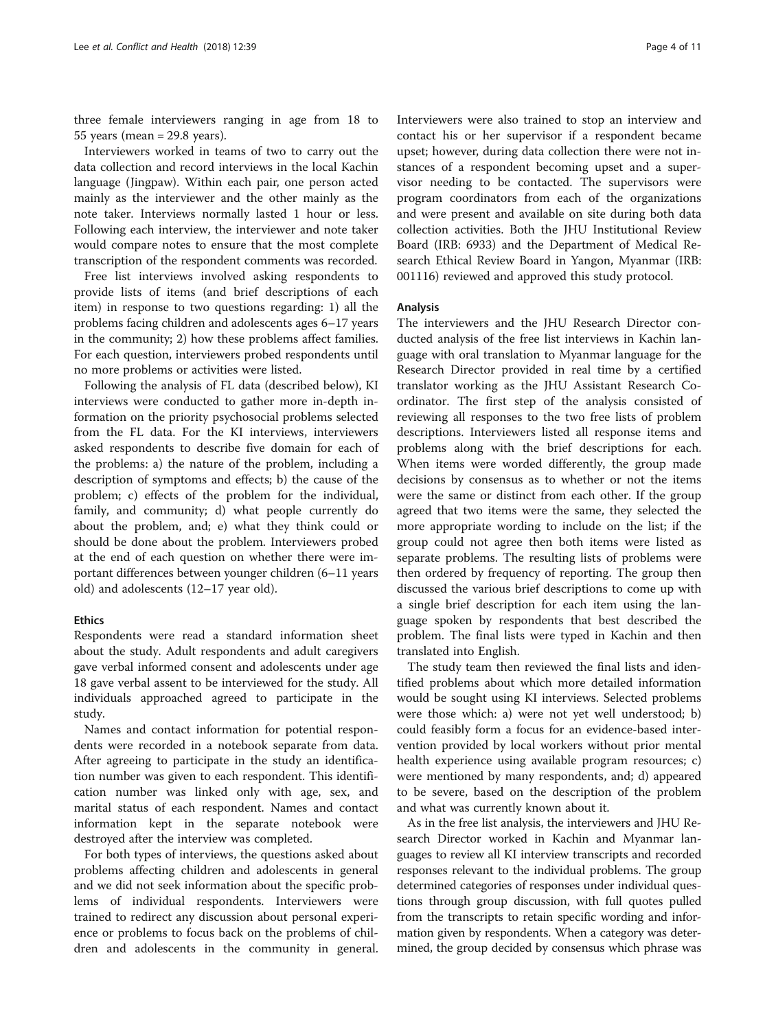three female interviewers ranging in age from 18 to 55 years (mean = 29.8 years).

Interviewers worked in teams of two to carry out the data collection and record interviews in the local Kachin language (Jingpaw). Within each pair, one person acted mainly as the interviewer and the other mainly as the note taker. Interviews normally lasted 1 hour or less. Following each interview, the interviewer and note taker would compare notes to ensure that the most complete transcription of the respondent comments was recorded.

Free list interviews involved asking respondents to provide lists of items (and brief descriptions of each item) in response to two questions regarding: 1) all the problems facing children and adolescents ages 6–17 years in the community; 2) how these problems affect families. For each question, interviewers probed respondents until no more problems or activities were listed.

Following the analysis of FL data (described below), KI interviews were conducted to gather more in-depth information on the priority psychosocial problems selected from the FL data. For the KI interviews, interviewers asked respondents to describe five domain for each of the problems: a) the nature of the problem, including a description of symptoms and effects; b) the cause of the problem; c) effects of the problem for the individual, family, and community; d) what people currently do about the problem, and; e) what they think could or should be done about the problem. Interviewers probed at the end of each question on whether there were important differences between younger children (6–11 years old) and adolescents (12–17 year old).

### Ethics

Respondents were read a standard information sheet about the study. Adult respondents and adult caregivers gave verbal informed consent and adolescents under age 18 gave verbal assent to be interviewed for the study. All individuals approached agreed to participate in the study.

Names and contact information for potential respondents were recorded in a notebook separate from data. After agreeing to participate in the study an identification number was given to each respondent. This identification number was linked only with age, sex, and marital status of each respondent. Names and contact information kept in the separate notebook were destroyed after the interview was completed.

For both types of interviews, the questions asked about problems affecting children and adolescents in general and we did not seek information about the specific problems of individual respondents. Interviewers were trained to redirect any discussion about personal experience or problems to focus back on the problems of children and adolescents in the community in general. Interviewers were also trained to stop an interview and contact his or her supervisor if a respondent became upset; however, during data collection there were not instances of a respondent becoming upset and a supervisor needing to be contacted. The supervisors were program coordinators from each of the organizations and were present and available on site during both data collection activities. Both the JHU Institutional Review Board (IRB: 6933) and the Department of Medical Research Ethical Review Board in Yangon, Myanmar (IRB: 001116) reviewed and approved this study protocol.

### Analysis

The interviewers and the JHU Research Director conducted analysis of the free list interviews in Kachin language with oral translation to Myanmar language for the Research Director provided in real time by a certified translator working as the JHU Assistant Research Coordinator. The first step of the analysis consisted of reviewing all responses to the two free lists of problem descriptions. Interviewers listed all response items and problems along with the brief descriptions for each. When items were worded differently, the group made decisions by consensus as to whether or not the items were the same or distinct from each other. If the group agreed that two items were the same, they selected the more appropriate wording to include on the list; if the group could not agree then both items were listed as separate problems. The resulting lists of problems were then ordered by frequency of reporting. The group then discussed the various brief descriptions to come up with a single brief description for each item using the language spoken by respondents that best described the problem. The final lists were typed in Kachin and then translated into English.

The study team then reviewed the final lists and identified problems about which more detailed information would be sought using KI interviews. Selected problems were those which: a) were not yet well understood; b) could feasibly form a focus for an evidence-based intervention provided by local workers without prior mental health experience using available program resources; c) were mentioned by many respondents, and; d) appeared to be severe, based on the description of the problem and what was currently known about it.

As in the free list analysis, the interviewers and JHU Research Director worked in Kachin and Myanmar languages to review all KI interview transcripts and recorded responses relevant to the individual problems. The group determined categories of responses under individual questions through group discussion, with full quotes pulled from the transcripts to retain specific wording and information given by respondents. When a category was determined, the group decided by consensus which phrase was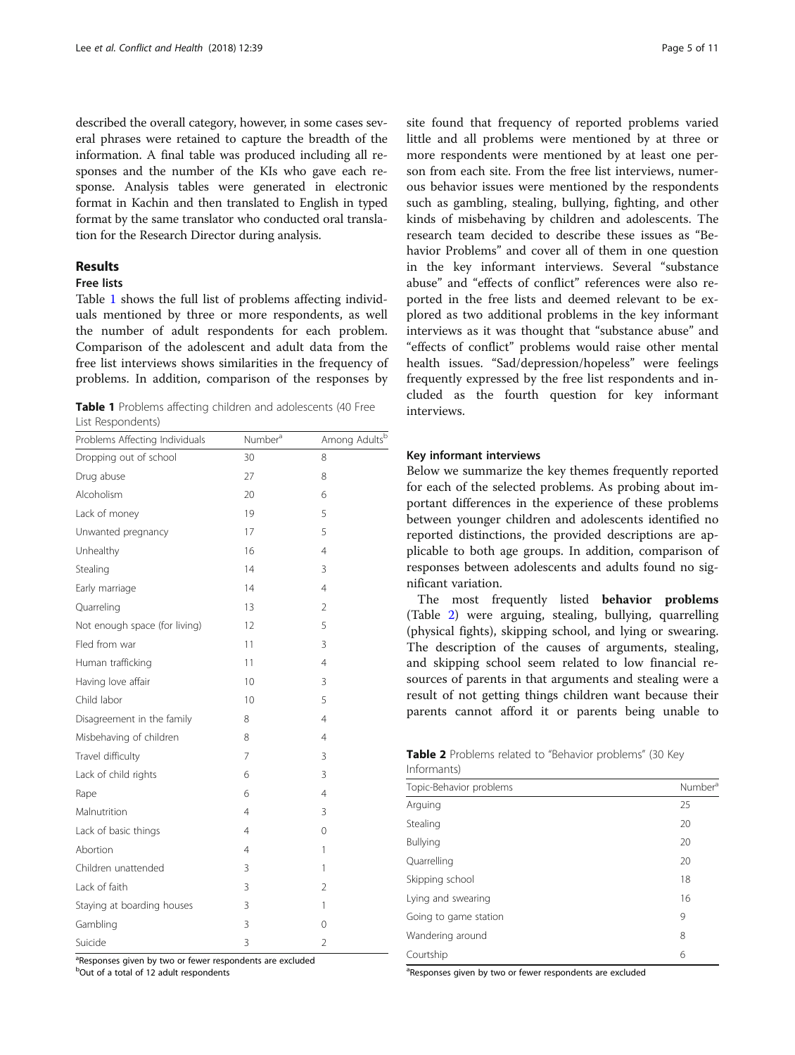described the overall category, however, in some cases several phrases were retained to capture the breadth of the information. A final table was produced including all responses and the number of the KIs who gave each response. Analysis tables were generated in electronic format in Kachin and then translated to English in typed format by the same translator who conducted oral translation for the Research Director during analysis.

## Results

### Free lists

Table 1 shows the full list of problems affecting individuals mentioned by three or more respondents, as well the number of adult respondents for each problem. Comparison of the adolescent and adult data from the free list interviews shows similarities in the frequency of problems. In addition, comparison of the responses by site found that frequency of reported problems varied little and all problems were mentioned by at three or more respondents were mentioned by at least one person from each site. From the free list interviews, numerous behavior issues were mentioned by the respondents such as gambling, stealing, bullying, fighting, and other kinds of misbehaving by children and adolescents. The research team decided to describe these issues as "Behavior Problems" and cover all of them in one question in the key informant interviews. Several "substance abuse" and "effects of conflict" references were also reported in the free lists and deemed relevant to be explored as two additional problems in the key informant interviews as it was thought that "substance abuse" and "effects of conflict" problems would raise other mental health issues. "Sad/depression/hopeless" were feelings frequently expressed by the free list respondents and included as the fourth question for key informant interviews.

**Table 1** Problems affecting children and adolescents (40 Free List Respondents)

| Problems Affecting Individuals | Number[a] | Among Adults[b] |
|---|---|---|
| Dropping out of school | 30 | 8 |
| Drug abuse | 27 | 8 |
| Alcoholism | 20 | 6 |
| Lack of money | 19 | 5 |
| Unwanted pregnancy | 17 | 5 |
| Unhealthy | 16 | 4 |
| Stealing | 14 | 3 |
| Early marriage | 14 | 4 |
| Quarreling | 13 | 2 |
| Not enough space (for living) | 12 | 5 |
| Fled from war | 11 | 3 |
| Human trafficking | 11 | 4 |
| Having love affair | 10 | 3 |
| Child labor | 10 | 5 |
| Disagreement in the family | 8 | 4 |
| Misbehaving of children | 8 | 4 |
| Travel difficulty | 7 | 3 |
| Lack of child rights | 6 | 3 |
| Rape | 6 | 4 |
| Malnutrition | 4 | 3 |
| Lack of basic things | 4 | 0 |
| Abortion | 4 | 1 |
| Children unattended | 3 | 1 |
| Lack of faith | 3 | 2 |
| Staying at boarding houses | 3 | 1 |
| Gambling | 3 | 0 |
| Suicide | 3 | 2 |

[a]Responses given by two or fewer respondents are excluded
[b]Out of a total of 12 adult respondents

### Key informant interviews

Below we summarize the key themes frequently reported for each of the selected problems. As probing about important differences in the experience of these problems between younger children and adolescents identified no reported distinctions, the provided descriptions are applicable to both age groups. In addition, comparison of responses between adolescents and adults found no significant variation.

The most frequently listed **behavior problems** (Table 2) were arguing, stealing, bullying, quarrelling (physical fights), skipping school, and lying or swearing. The description of the causes of arguments, stealing, and skipping school seem related to low financial resources of parents in that arguments and stealing were a result of not getting things children want because their parents cannot afford it or parents being unable to

**Table 2** Problems related to "Behavior problems" (30 Key Informants)

| Topic-Behavior problems | Number[a] |
|---|---|
| Arguing | 25 |
| Stealing | 20 |
| Bullying | 20 |
| Quarrelling | 20 |
| Skipping school | 18 |
| Lying and swearing | 16 |
| Going to game station | 9 |
| Wandering around | 8 |
| Courtship | 6 |

[a]Responses given by two or fewer respondents are excluded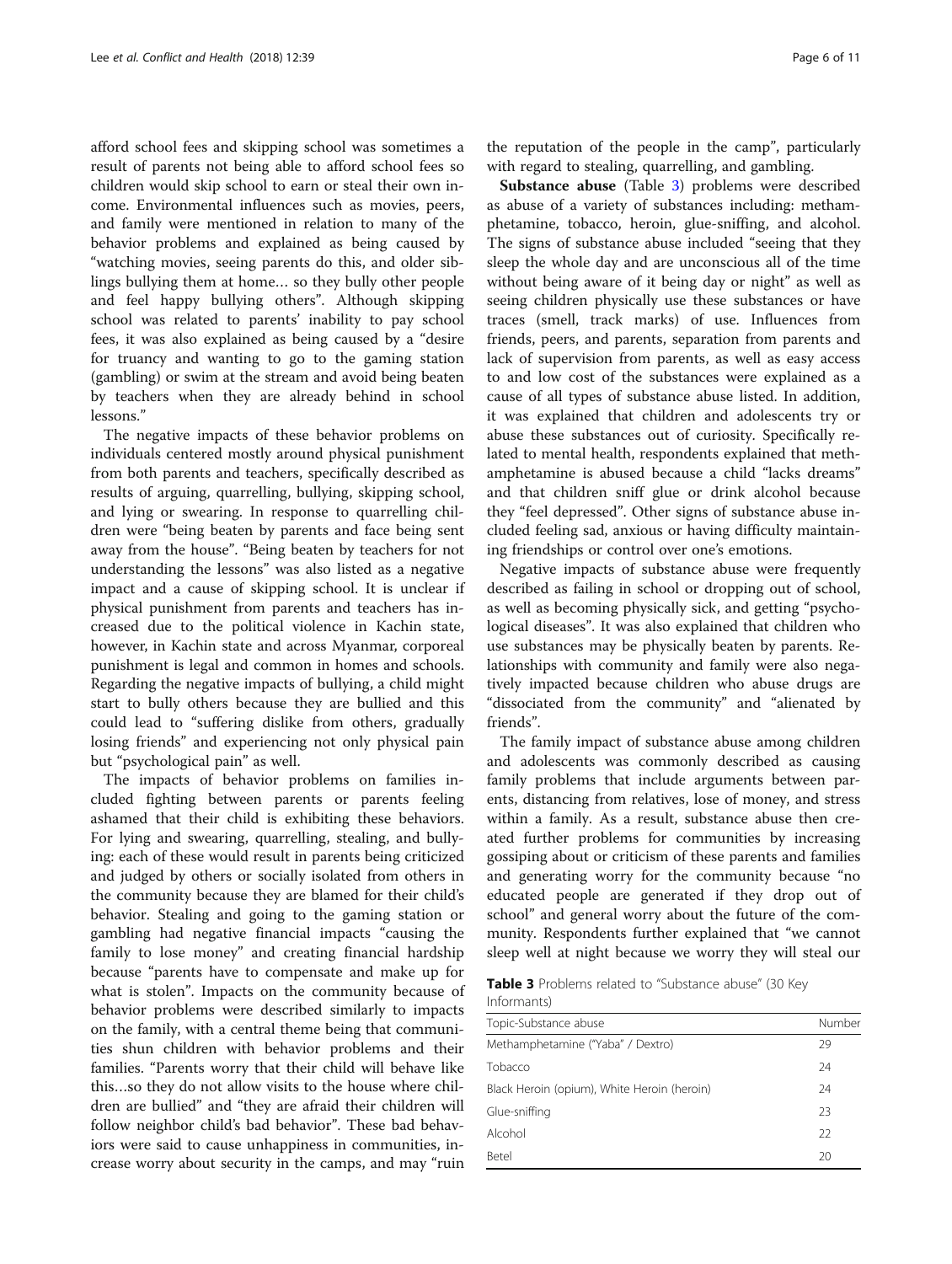afford school fees and skipping school was sometimes a result of parents not being able to afford school fees so children would skip school to earn or steal their own income. Environmental influences such as movies, peers, and family were mentioned in relation to many of the behavior problems and explained as being caused by "watching movies, seeing parents do this, and older siblings bullying them at home… so they bully other people and feel happy bullying others". Although skipping school was related to parents' inability to pay school fees, it was also explained as being caused by a "desire for truancy and wanting to go to the gaming station (gambling) or swim at the stream and avoid being beaten by teachers when they are already behind in school lessons."

The negative impacts of these behavior problems on individuals centered mostly around physical punishment from both parents and teachers, specifically described as results of arguing, quarrelling, bullying, skipping school, and lying or swearing. In response to quarrelling children were "being beaten by parents and face being sent away from the house". "Being beaten by teachers for not understanding the lessons" was also listed as a negative impact and a cause of skipping school. It is unclear if physical punishment from parents and teachers has increased due to the political violence in Kachin state, however, in Kachin state and across Myanmar, corporeal punishment is legal and common in homes and schools. Regarding the negative impacts of bullying, a child might start to bully others because they are bullied and this could lead to "suffering dislike from others, gradually losing friends" and experiencing not only physical pain but "psychological pain" as well.

The impacts of behavior problems on families included fighting between parents or parents feeling ashamed that their child is exhibiting these behaviors. For lying and swearing, quarrelling, stealing, and bullying: each of these would result in parents being criticized and judged by others or socially isolated from others in the community because they are blamed for their child's behavior. Stealing and going to the gaming station or gambling had negative financial impacts "causing the family to lose money" and creating financial hardship because "parents have to compensate and make up for what is stolen". Impacts on the community because of behavior problems were described similarly to impacts on the family, with a central theme being that communities shun children with behavior problems and their families. "Parents worry that their child will behave like this…so they do not allow visits to the house where children are bullied" and "they are afraid their children will follow neighbor child's bad behavior". These bad behaviors were said to cause unhappiness in communities, increase worry about security in the camps, and may "ruin the reputation of the people in the camp", particularly with regard to stealing, quarrelling, and gambling.

**Substance abuse** (Table 3) problems were described as abuse of a variety of substances including: methamphetamine, tobacco, heroin, glue-sniffing, and alcohol. The signs of substance abuse included "seeing that they sleep the whole day and are unconscious all of the time without being aware of it being day or night" as well as seeing children physically use these substances or have traces (smell, track marks) of use. Influences from friends, peers, and parents, separation from parents and lack of supervision from parents, as well as easy access to and low cost of the substances were explained as a cause of all types of substance abuse listed. In addition, it was explained that children and adolescents try or abuse these substances out of curiosity. Specifically related to mental health, respondents explained that methamphetamine is abused because a child "lacks dreams" and that children sniff glue or drink alcohol because they "feel depressed". Other signs of substance abuse included feeling sad, anxious or having difficulty maintaining friendships or control over one's emotions.

Negative impacts of substance abuse were frequently described as failing in school or dropping out of school, as well as becoming physically sick, and getting "psychological diseases". It was also explained that children who use substances may be physically beaten by parents. Relationships with community and family were also negatively impacted because children who abuse drugs are "dissociated from the community" and "alienated by friends".

The family impact of substance abuse among children and adolescents was commonly described as causing family problems that include arguments between parents, distancing from relatives, lose of money, and stress within a family. As a result, substance abuse then created further problems for communities by increasing gossiping about or criticism of these parents and families and generating worry for the community because "no educated people are generated if they drop out of school" and general worry about the future of the community. Respondents further explained that "we cannot sleep well at night because we worry they will steal our

**Table 3** Problems related to "Substance abuse" (30 Key Informants)

| Topic-Substance abuse | Number |
| --- | --- |
| Methamphetamine ("Yaba" / Dextro) | 29 |
| Tobacco | 24 |
| Black Heroin (opium), White Heroin (heroin) | 24 |
| Glue-sniffing | 23 |
| Alcohol | 22 |
| Betel | 20 |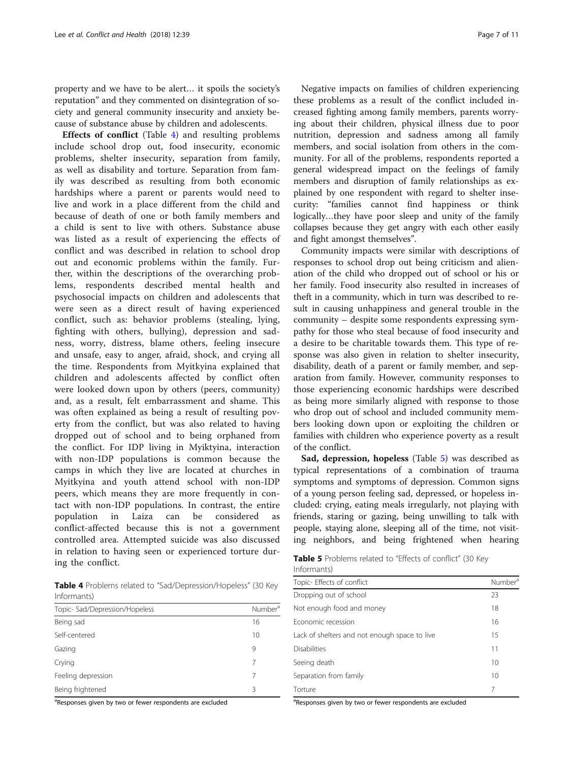property and we have to be alert… it spoils the society's reputation" and they commented on disintegration of society and general community insecurity and anxiety because of substance abuse by children and adolescents.

**Effects of conflict** (Table 4) and resulting problems include school drop out, food insecurity, economic problems, shelter insecurity, separation from family, as well as disability and torture. Separation from family was described as resulting from both economic hardships where a parent or parents would need to live and work in a place different from the child and because of death of one or both family members and a child is sent to live with others. Substance abuse was listed as a result of experiencing the effects of conflict and was described in relation to school drop out and economic problems within the family. Further, within the descriptions of the overarching problems, respondents described mental health and psychosocial impacts on children and adolescents that were seen as a direct result of having experienced conflict, such as: behavior problems (stealing, lying, fighting with others, bullying), depression and sadness, worry, distress, blame others, feeling insecure and unsafe, easy to anger, afraid, shock, and crying all the time. Respondents from Myitkyina explained that children and adolescents affected by conflict often were looked down upon by others (peers, community) and, as a result, felt embarrassment and shame. This was often explained as being a result of resulting poverty from the conflict, but was also related to having dropped out of school and to being orphaned from the conflict. For IDP living in Myiktyina, interaction with non-IDP populations is common because the camps in which they live are located at churches in Myitkyina and youth attend school with non-IDP peers, which means they are more frequently in contact with non-IDP populations. In contrast, the entire population in Laiza can be considered as conflict-affected because this is not a government controlled area. Attempted suicide was also discussed in relation to having seen or experienced torture during the conflict.

**Table 4** Problems related to "Sad/Depression/Hopeless" (30 Key Informants)

| Topic- Sad/Depression/Hopeless | Number[a] |
|---|---|
| Being sad | 16 |
| Self-centered | 10 |
| Gazing | 9 |
| Crying | 7 |
| Feeling depression | 7 |
| Being frightened | 3 |

[a]Responses given by two or fewer respondents are excluded

Negative impacts on families of children experiencing these problems as a result of the conflict included increased fighting among family members, parents worrying about their children, physical illness due to poor nutrition, depression and sadness among all family members, and social isolation from others in the community. For all of the problems, respondents reported a general widespread impact on the feelings of family members and disruption of family relationships as explained by one respondent with regard to shelter insecurity: "families cannot find happiness or think logically…they have poor sleep and unity of the family collapses because they get angry with each other easily and fight amongst themselves".

Community impacts were similar with descriptions of responses to school drop out being criticism and alienation of the child who dropped out of school or his or her family. Food insecurity also resulted in increases of theft in a community, which in turn was described to result in causing unhappiness and general trouble in the community – despite some respondents expressing sympathy for those who steal because of food insecurity and a desire to be charitable towards them. This type of response was also given in relation to shelter insecurity, disability, death of a parent or family member, and separation from family. However, community responses to those experiencing economic hardships were described as being more similarly aligned with response to those who drop out of school and included community members looking down upon or exploiting the children or families with children who experience poverty as a result of the conflict.

**Sad, depression, hopeless** (Table 5) was described as typical representations of a combination of trauma symptoms and symptoms of depression. Common signs of a young person feeling sad, depressed, or hopeless included: crying, eating meals irregularly, not playing with friends, staring or gazing, being unwilling to talk with people, staying alone, sleeping all of the time, not visiting neighbors, and being frightened when hearing

**Table 5** Problems related to "Effects of conflict" (30 Key Informants)

| Topic- Effects of conflict | Number[a] |
|---|---|
| Dropping out of school | 23 |
| Not enough food and money | 18 |
| Economic recession | 16 |
| Lack of shelters and not enough space to live | 15 |
| Disabilities | 11 |
| Seeing death | 10 |
| Separation from family | 10 |
| Torture | 7 |

[a]Responses given by two or fewer respondents are excluded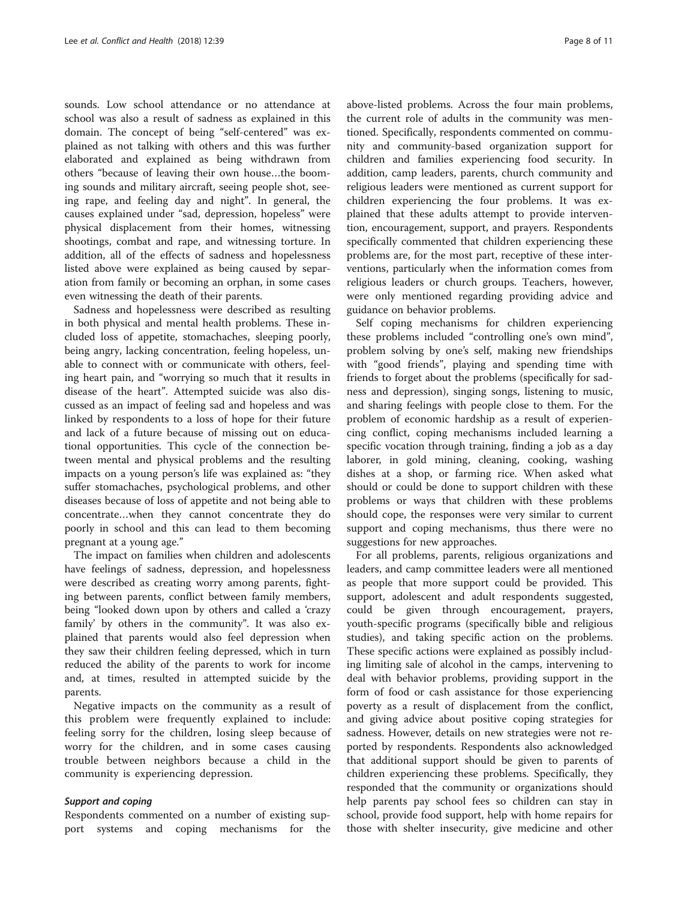sounds. Low school attendance or no attendance at school was also a result of sadness as explained in this domain. The concept of being "self-centered" was explained as not talking with others and this was further elaborated and explained as being withdrawn from others "because of leaving their own house…the booming sounds and military aircraft, seeing people shot, seeing rape, and feeling day and night". In general, the causes explained under "sad, depression, hopeless" were physical displacement from their homes, witnessing shootings, combat and rape, and witnessing torture. In addition, all of the effects of sadness and hopelessness listed above were explained as being caused by separation from family or becoming an orphan, in some cases even witnessing the death of their parents.

Sadness and hopelessness were described as resulting in both physical and mental health problems. These included loss of appetite, stomachaches, sleeping poorly, being angry, lacking concentration, feeling hopeless, unable to connect with or communicate with others, feeling heart pain, and "worrying so much that it results in disease of the heart". Attempted suicide was also discussed as an impact of feeling sad and hopeless and was linked by respondents to a loss of hope for their future and lack of a future because of missing out on educational opportunities. This cycle of the connection between mental and physical problems and the resulting impacts on a young person's life was explained as: "they suffer stomachaches, psychological problems, and other diseases because of loss of appetite and not being able to concentrate…when they cannot concentrate they do poorly in school and this can lead to them becoming pregnant at a young age."

The impact on families when children and adolescents have feelings of sadness, depression, and hopelessness were described as creating worry among parents, fighting between parents, conflict between family members, being "looked down upon by others and called a 'crazy family' by others in the community". It was also explained that parents would also feel depression when they saw their children feeling depressed, which in turn reduced the ability of the parents to work for income and, at times, resulted in attempted suicide by the parents.

Negative impacts on the community as a result of this problem were frequently explained to include: feeling sorry for the children, losing sleep because of worry for the children, and in some cases causing trouble between neighbors because a child in the community is experiencing depression.

### *Support and coping*

Respondents commented on a number of existing support systems and coping mechanisms for the above-listed problems. Across the four main problems, the current role of adults in the community was mentioned. Specifically, respondents commented on community and community-based organization support for children and families experiencing food security. In addition, camp leaders, parents, church community and religious leaders were mentioned as current support for children experiencing the four problems. It was explained that these adults attempt to provide intervention, encouragement, support, and prayers. Respondents specifically commented that children experiencing these problems are, for the most part, receptive of these interventions, particularly when the information comes from religious leaders or church groups. Teachers, however, were only mentioned regarding providing advice and guidance on behavior problems.

Self coping mechanisms for children experiencing these problems included "controlling one's own mind", problem solving by one's self, making new friendships with "good friends", playing and spending time with friends to forget about the problems (specifically for sadness and depression), singing songs, listening to music, and sharing feelings with people close to them. For the problem of economic hardship as a result of experiencing conflict, coping mechanisms included learning a specific vocation through training, finding a job as a day laborer, in gold mining, cleaning, cooking, washing dishes at a shop, or farming rice. When asked what should or could be done to support children with these problems or ways that children with these problems should cope, the responses were very similar to current support and coping mechanisms, thus there were no suggestions for new approaches.

For all problems, parents, religious organizations and leaders, and camp committee leaders were all mentioned as people that more support could be provided. This support, adolescent and adult respondents suggested, could be given through encouragement, prayers, youth-specific programs (specifically bible and religious studies), and taking specific action on the problems. These specific actions were explained as possibly including limiting sale of alcohol in the camps, intervening to deal with behavior problems, providing support in the form of food or cash assistance for those experiencing poverty as a result of displacement from the conflict, and giving advice about positive coping strategies for sadness. However, details on new strategies were not reported by respondents. Respondents also acknowledged that additional support should be given to parents of children experiencing these problems. Specifically, they responded that the community or organizations should help parents pay school fees so children can stay in school, provide food support, help with home repairs for those with shelter insecurity, give medicine and other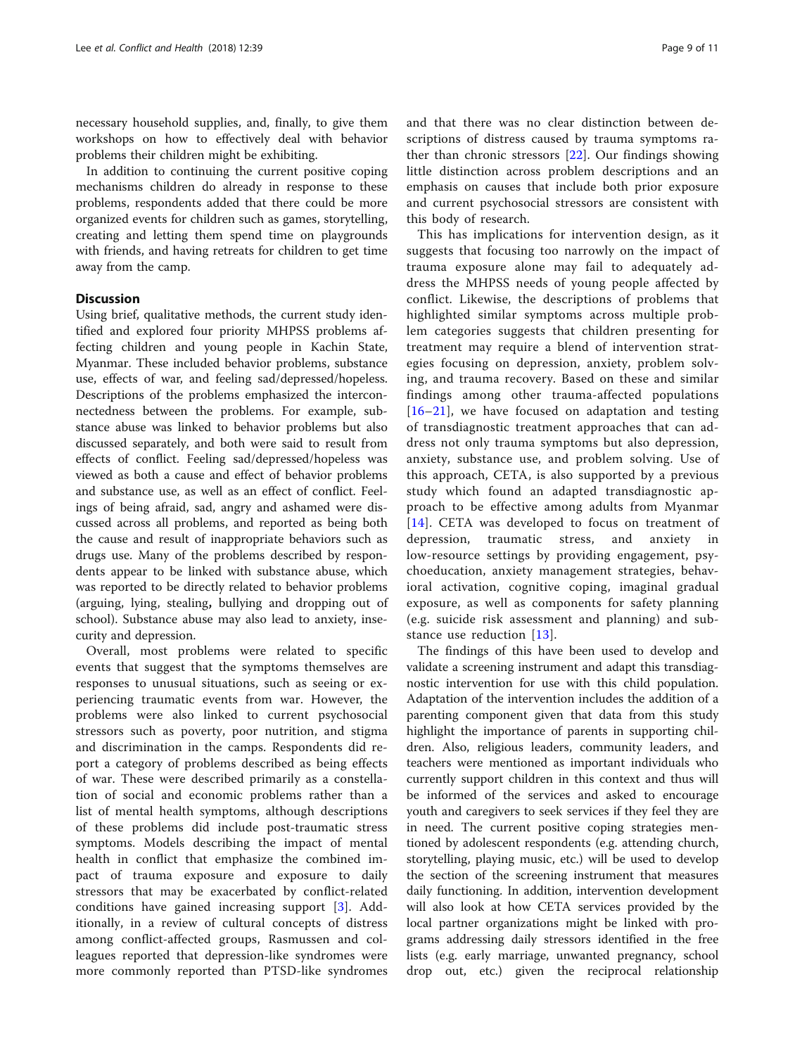necessary household supplies, and, finally, to give them workshops on how to effectively deal with behavior problems their children might be exhibiting.

In addition to continuing the current positive coping mechanisms children do already in response to these problems, respondents added that there could be more organized events for children such as games, storytelling, creating and letting them spend time on playgrounds with friends, and having retreats for children to get time away from the camp.

## Discussion

Using brief, qualitative methods, the current study identified and explored four priority MHPSS problems affecting children and young people in Kachin State, Myanmar. These included behavior problems, substance use, effects of war, and feeling sad/depressed/hopeless. Descriptions of the problems emphasized the interconnectedness between the problems. For example, substance abuse was linked to behavior problems but also discussed separately, and both were said to result from effects of conflict. Feeling sad/depressed/hopeless was viewed as both a cause and effect of behavior problems and substance use, as well as an effect of conflict. Feelings of being afraid, sad, angry and ashamed were discussed across all problems, and reported as being both the cause and result of inappropriate behaviors such as drugs use. Many of the problems described by respondents appear to be linked with substance abuse, which was reported to be directly related to behavior problems (arguing, lying, stealing, bullying and dropping out of school). Substance abuse may also lead to anxiety, insecurity and depression.

Overall, most problems were related to specific events that suggest that the symptoms themselves are responses to unusual situations, such as seeing or experiencing traumatic events from war. However, the problems were also linked to current psychosocial stressors such as poverty, poor nutrition, and stigma and discrimination in the camps. Respondents did report a category of problems described as being effects of war. These were described primarily as a constellation of social and economic problems rather than a list of mental health symptoms, although descriptions of these problems did include post-traumatic stress symptoms. Models describing the impact of mental health in conflict that emphasize the combined impact of trauma exposure and exposure to daily stressors that may be exacerbated by conflict-related conditions have gained increasing support [3]. Additionally, in a review of cultural concepts of distress among conflict-affected groups, Rasmussen and colleagues reported that depression-like syndromes were more commonly reported than PTSD-like syndromes and that there was no clear distinction between descriptions of distress caused by trauma symptoms rather than chronic stressors [22]. Our findings showing little distinction across problem descriptions and an emphasis on causes that include both prior exposure and current psychosocial stressors are consistent with this body of research.

This has implications for intervention design, as it suggests that focusing too narrowly on the impact of trauma exposure alone may fail to adequately address the MHPSS needs of young people affected by conflict. Likewise, the descriptions of problems that highlighted similar symptoms across multiple problem categories suggests that children presenting for treatment may require a blend of intervention strategies focusing on depression, anxiety, problem solving, and trauma recovery. Based on these and similar findings among other trauma-affected populations [16–21], we have focused on adaptation and testing of transdiagnostic treatment approaches that can address not only trauma symptoms but also depression, anxiety, substance use, and problem solving. Use of this approach, CETA, is also supported by a previous study which found an adapted transdiagnostic approach to be effective among adults from Myanmar [14]. CETA was developed to focus on treatment of depression, traumatic stress, and anxiety in low-resource settings by providing engagement, psychoeducation, anxiety management strategies, behavioral activation, cognitive coping, imaginal gradual exposure, as well as components for safety planning (e.g. suicide risk assessment and planning) and substance use reduction [13].

The findings of this have been used to develop and validate a screening instrument and adapt this transdiagnostic intervention for use with this child population. Adaptation of the intervention includes the addition of a parenting component given that data from this study highlight the importance of parents in supporting children. Also, religious leaders, community leaders, and teachers were mentioned as important individuals who currently support children in this context and thus will be informed of the services and asked to encourage youth and caregivers to seek services if they feel they are in need. The current positive coping strategies mentioned by adolescent respondents (e.g. attending church, storytelling, playing music, etc.) will be used to develop the section of the screening instrument that measures daily functioning. In addition, intervention development will also look at how CETA services provided by the local partner organizations might be linked with programs addressing daily stressors identified in the free lists (e.g. early marriage, unwanted pregnancy, school drop out, etc.) given the reciprocal relationship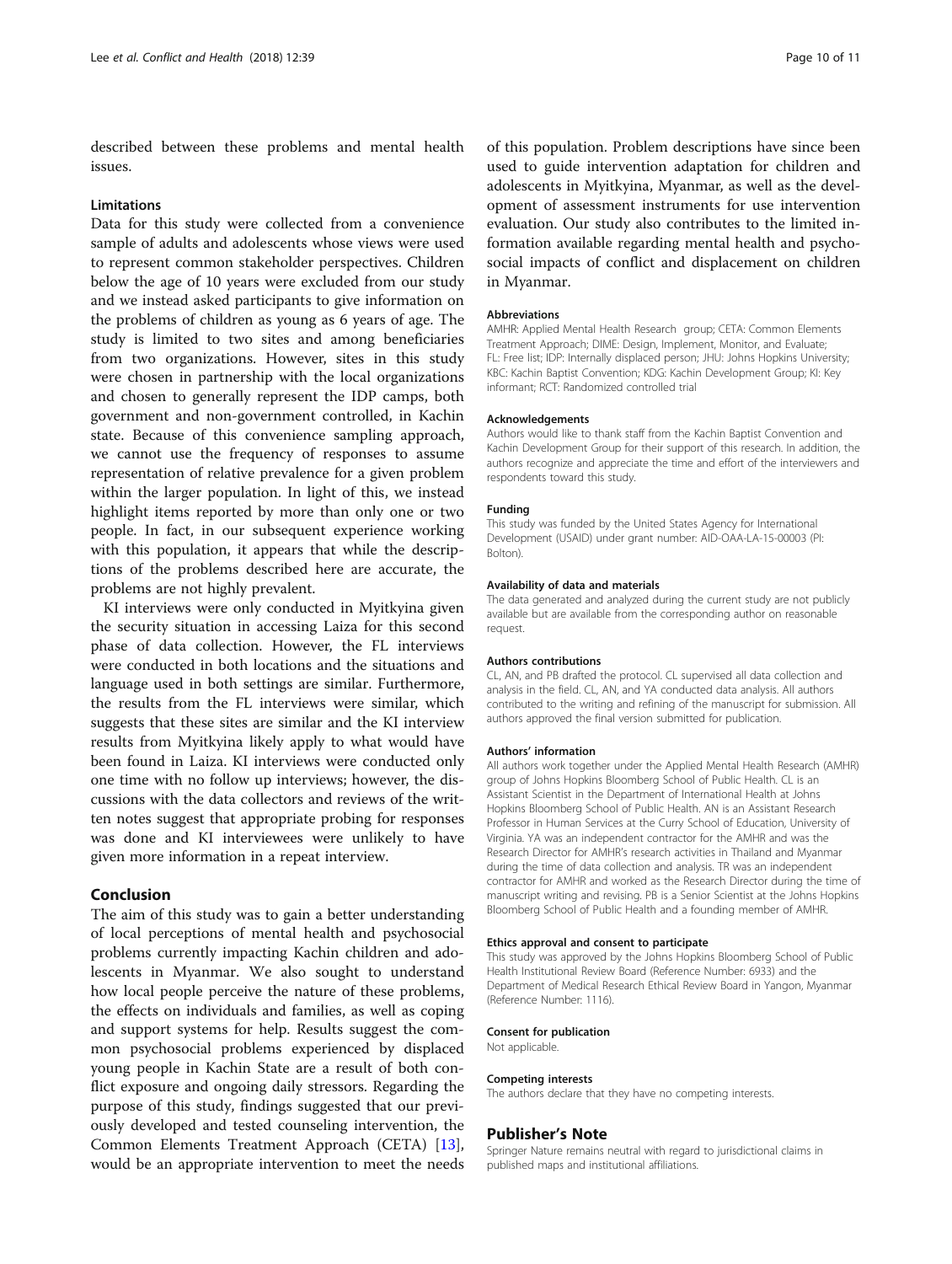described between these problems and mental health issues.

### Limitations

Data for this study were collected from a convenience sample of adults and adolescents whose views were used to represent common stakeholder perspectives. Children below the age of 10 years were excluded from our study and we instead asked participants to give information on the problems of children as young as 6 years of age. The study is limited to two sites and among beneficiaries from two organizations. However, sites in this study were chosen in partnership with the local organizations and chosen to generally represent the IDP camps, both government and non-government controlled, in Kachin state. Because of this convenience sampling approach, we cannot use the frequency of responses to assume representation of relative prevalence for a given problem within the larger population. In light of this, we instead highlight items reported by more than only one or two people. In fact, in our subsequent experience working with this population, it appears that while the descriptions of the problems described here are accurate, the problems are not highly prevalent.

KI interviews were only conducted in Myitkyina given the security situation in accessing Laiza for this second phase of data collection. However, the FL interviews were conducted in both locations and the situations and language used in both settings are similar. Furthermore, the results from the FL interviews were similar, which suggests that these sites are similar and the KI interview results from Myitkyina likely apply to what would have been found in Laiza. KI interviews were conducted only one time with no follow up interviews; however, the discussions with the data collectors and reviews of the written notes suggest that appropriate probing for responses was done and KI interviewees were unlikely to have given more information in a repeat interview.

## Conclusion

The aim of this study was to gain a better understanding of local perceptions of mental health and psychosocial problems currently impacting Kachin children and adolescents in Myanmar. We also sought to understand how local people perceive the nature of these problems, the effects on individuals and families, as well as coping and support systems for help. Results suggest the common psychosocial problems experienced by displaced young people in Kachin State are a result of both conflict exposure and ongoing daily stressors. Regarding the purpose of this study, findings suggested that our previously developed and tested counseling intervention, the Common Elements Treatment Approach (CETA) [13], would be an appropriate intervention to meet the needs of this population. Problem descriptions have since been used to guide intervention adaptation for children and adolescents in Myitkyina, Myanmar, as well as the development of assessment instruments for use intervention evaluation. Our study also contributes to the limited information available regarding mental health and psychosocial impacts of conflict and displacement on children in Myanmar.

#### Abbreviations

AMHR: Applied Mental Health Research group; CETA: Common Elements Treatment Approach; DIME: Design, Implement, Monitor, and Evaluate; FL: Free list; IDP: Internally displaced person; JHU: Johns Hopkins University; KBC: Kachin Baptist Convention; KDG: Kachin Development Group; KI: Key informant; RCT: Randomized controlled trial

#### Acknowledgements

Authors would like to thank staff from the Kachin Baptist Convention and Kachin Development Group for their support of this research. In addition, the authors recognize and appreciate the time and effort of the interviewers and respondents toward this study.

#### Funding

This study was funded by the United States Agency for International Development (USAID) under grant number: AID-OAA-LA-15-00003 (PI: Bolton).

#### Availability of data and materials

The data generated and analyzed during the current study are not publicly available but are available from the corresponding author on reasonable request.

#### Authors contributions

CL, AN, and PB drafted the protocol. CL supervised all data collection and analysis in the field. CL, AN, and YA conducted data analysis. All authors contributed to the writing and refining of the manuscript for submission. All authors approved the final version submitted for publication.

#### Authors' information

All authors work together under the Applied Mental Health Research (AMHR) group of Johns Hopkins Bloomberg School of Public Health. CL is an Assistant Scientist in the Department of International Health at Johns Hopkins Bloomberg School of Public Health. AN is an Assistant Research Professor in Human Services at the Curry School of Education, University of Virginia. YA was an independent contractor for the AMHR and was the Research Director for AMHR's research activities in Thailand and Myanmar during the time of data collection and analysis. TR was an independent contractor for AMHR and worked as the Research Director during the time of manuscript writing and revising. PB is a Senior Scientist at the Johns Hopkins Bloomberg School of Public Health and a founding member of AMHR.

#### Ethics approval and consent to participate

This study was approved by the Johns Hopkins Bloomberg School of Public Health Institutional Review Board (Reference Number: 6933) and the Department of Medical Research Ethical Review Board in Yangon, Myanmar (Reference Number: 1116).

#### Consent for publication

Not applicable.

#### Competing interests

The authors declare that they have no competing interests.

## Publisher's Note

Springer Nature remains neutral with regard to jurisdictional claims in published maps and institutional affiliations.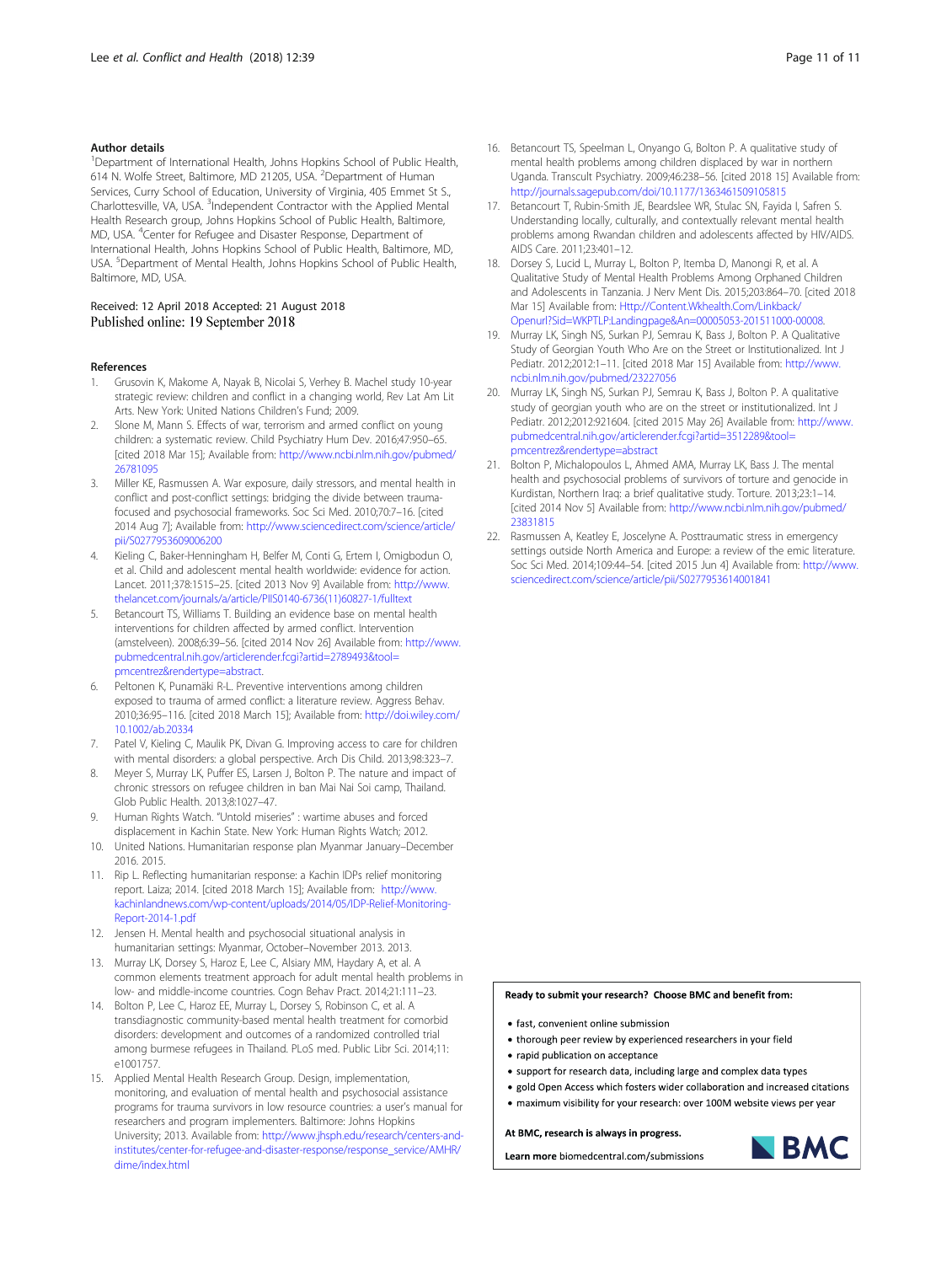### Author details

[1]Department of International Health, Johns Hopkins School of Public Health, 614 N. Wolfe Street, Baltimore, MD 21205, USA. [2]Department of Human Services, Curry School of Education, University of Virginia, 405 Emmet St S., Charlottesville, VA, USA. [3]Independent Contractor with the Applied Mental Health Research group, Johns Hopkins School of Public Health, Baltimore, MD, USA. [4]Center for Refugee and Disaster Response, Department of International Health, Johns Hopkins School of Public Health, Baltimore, MD, USA. [5]Department of Mental Health, Johns Hopkins School of Public Health, Baltimore, MD, USA.

Received: 12 April 2018 Accepted: 21 August 2018
Published online: 19 September 2018

### References

1. Grusovin K, Makome A, Nayak B, Nicolai S, Verhey B. Machel study 10-year strategic review: children and conflict in a changing world, Rev Lat Am Lit Arts. New York: United Nations Children's Fund; 2009.
2. Slone M, Mann S. Effects of war, terrorism and armed conflict on young children: a systematic review. Child Psychiatry Hum Dev. 2016;47:950–65. [cited 2018 Mar 15]; Available from: http://www.ncbi.nlm.nih.gov/pubmed/26781095
3. Miller KE, Rasmussen A. War exposure, daily stressors, and mental health in conflict and post-conflict settings: bridging the divide between trauma-focused and psychosocial frameworks. Soc Sci Med. 2010;70:7–16. [cited 2014 Aug 7]; Available from: http://www.sciencedirect.com/science/article/pii/S0277953609006200
4. Kieling C, Baker-Henningham H, Belfer M, Conti G, Ertem I, Omigbodun O, et al. Child and adolescent mental health worldwide: evidence for action. Lancet. 2011;378:1515–25. [cited 2013 Nov 9] Available from: http://www.thelancet.com/journals/a/article/PIIS0140-6736(11)60827-1/fulltext
5. Betancourt TS, Williams T. Building an evidence base on mental health interventions for children affected by armed conflict. Intervention (amstelveen). 2008;6:39–56. [cited 2014 Nov 26] Available from: http://www.pubmedcentral.nih.gov/articlerender.fcgi?artid=2789493&tool=pmcentrez&rendertype=abstract.
6. Peltonen K, Punamäki R-L. Preventive interventions among children exposed to trauma of armed conflict: a literature review. Aggress Behav. 2010;36:95–116. [cited 2018 March 15]; Available from: http://doi.wiley.com/10.1002/ab.20334
7. Patel V, Kieling C, Maulik PK, Divan G. Improving access to care for children with mental disorders: a global perspective. Arch Dis Child. 2013;98:323–7.
8. Meyer S, Murray LK, Puffer ES, Larsen J, Bolton P. The nature and impact of chronic stressors on refugee children in ban Mai Nai Soi camp, Thailand. Glob Public Health. 2013;8:1027–47.
9. Human Rights Watch. "Untold miseries" : wartime abuses and forced displacement in Kachin State. New York: Human Rights Watch; 2012.
10. United Nations. Humanitarian response plan Myanmar January–December 2016. 2015.
11. Rip L. Reflecting humanitarian response: a Kachin IDPs relief monitoring report. Laiza; 2014. [cited 2018 March 15]; Available from: http://www.kachinlandnews.com/wp-content/uploads/2014/05/IDP-Relief-Monitoring-Report-2014-1.pdf
12. Jensen H. Mental health and psychosocial situational analysis in humanitarian settings: Myanmar, October–November 2013. 2013.
13. Murray LK, Dorsey S, Haroz E, Lee C, Alsiary MM, Haydary A, et al. A common elements treatment approach for adult mental health problems in low- and middle-income countries. Cogn Behav Pract. 2014;21:111–23.
14. Bolton P, Lee C, Haroz EE, Murray L, Dorsey S, Robinson C, et al. A transdiagnostic community-based mental health treatment for comorbid disorders: development and outcomes of a randomized controlled trial among burmese refugees in Thailand. PLoS med. Public Libr Sci. 2014;11:e1001757.
15. Applied Mental Health Research Group. Design, implementation, monitoring, and evaluation of mental health and psychosocial assistance programs for trauma survivors in low resource countries: a user's manual for researchers and program implementers. Baltimore: Johns Hopkins University; 2013. Available from: http://www.jhsph.edu/research/centers-and-institutes/center-for-refugee-and-disaster-response/response_service/AMHR/dime/index.html
16. Betancourt TS, Speelman L, Onyango G, Bolton P. A qualitative study of mental health problems among children displaced by war in northern Uganda. Transcult Psychiatry. 2009;46:238–56. [cited 2018 15] Available from: http://journals.sagepub.com/doi/10.1177/1363461509105815
17. Betancourt T, Rubin-Smith JE, Beardslee WR, Stulac SN, Fayida I, Safren S. Understanding locally, culturally, and contextually relevant mental health problems among Rwandan children and adolescents affected by HIV/AIDS. AIDS Care. 2011;23:401–12.
18. Dorsey S, Lucid L, Murray L, Bolton P, Itemba D, Manongi R, et al. A Qualitative Study of Mental Health Problems Among Orphaned Children and Adolescents in Tanzania. J Nerv Ment Dis. 2015;203:864–70. [cited 2018 Mar 15] Available from: Http://Content.Wkhealth.Com/Linkback/Openurl?Sid=WKPTLP:Landingpage&An=00005053-201511000-00008.
19. Murray LK, Singh NS, Surkan PJ, Semrau K, Bass J, Bolton P. A Qualitative Study of Georgian Youth Who Are on the Street or Institutionalized. Int J Pediatr. 2012;2012:1–11. [cited 2018 Mar 15] Available from: http://www.ncbi.nlm.nih.gov/pubmed/23227056
20. Murray LK, Singh NS, Surkan PJ, Semrau K, Bass J, Bolton P. A qualitative study of georgian youth who are on the street or institutionalized. Int J Pediatr. 2012;2012:921604. [cited 2015 May 26] Available from: http://www.pubmedcentral.nih.gov/articlerender.fcgi?artid=3512289&tool=pmcentrez&rendertype=abstract
21. Bolton P, Michalopoulos L, Ahmed AMA, Murray LK, Bass J. The mental health and psychosocial problems of survivors of torture and genocide in Kurdistan, Northern Iraq: a brief qualitative study. Torture. 2013;23:1–14. [cited 2014 Nov 5] Available from: http://www.ncbi.nlm.nih.gov/pubmed/23831815
22. Rasmussen A, Keatley E, Joscelyne A. Posttraumatic stress in emergency settings outside North America and Europe: a review of the emic literature. Soc Sci Med. 2014;109:44–54. [cited 2015 Jun 4] Available from: http://www.sciencedirect.com/science/article/pii/S0277953614001841

**Ready to submit your research? Choose BMC and benefit from:**

- fast, convenient online submission
- thorough peer review by experienced researchers in your field
- rapid publication on acceptance
- support for research data, including large and complex data types
- gold Open Access which fosters wider collaboration and increased citations
- maximum visibility for your research: over 100M website views per year

**At BMC, research is always in progress.**

**Learn more** biomedcentral.com/submissions

BMC